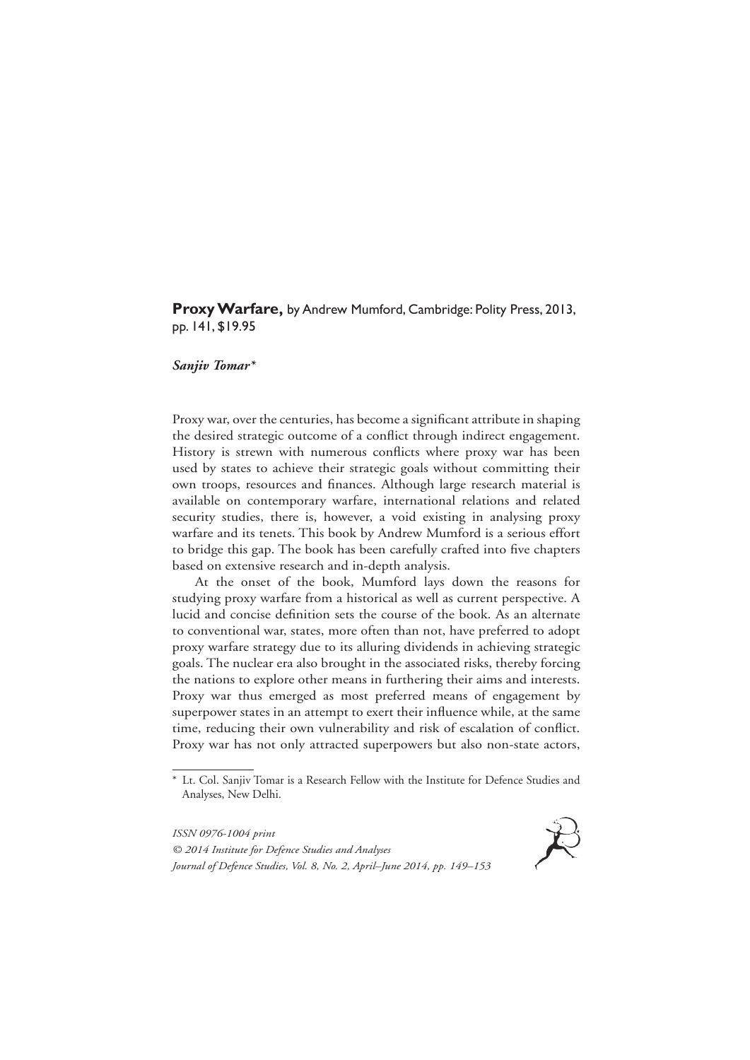**Proxy Warfare,** by Andrew Mumford, Cambridge: Polity Press, 2013, pp. 141, $19.95

***Sanjiv Tomar****

Proxy war, over the centuries, has become a significant attribute in shaping the desired strategic outcome of a conflict through indirect engagement. History is strewn with numerous conflicts where proxy war has been used by states to achieve their strategic goals without committing their own troops, resources and finances. Although large research material is available on contemporary warfare, international relations and related security studies, there is, however, a void existing in analysing proxy warfare and its tenets. This book by Andrew Mumford is a serious effort to bridge this gap. The book has been carefully crafted into five chapters based on extensive research and in-depth analysis.

At the onset of the book, Mumford lays down the reasons for studying proxy warfare from a historical as well as current perspective. A lucid and concise definition sets the course of the book. As an alternate to conventional war, states, more often than not, have preferred to adopt proxy warfare strategy due to its alluring dividends in achieving strategic goals. The nuclear era also brought in the associated risks, thereby forcing the nations to explore other means in furthering their aims and interests. Proxy war thus emerged as most preferred means of engagement by superpower states in an attempt to exert their influence while, at the same time, reducing their own vulnerability and risk of escalation of conflict. Proxy war has not only attracted superpowers but also non-state actors,

\* Lt. Col. Sanjiv Tomar is a Research Fellow with the Institute for Defence Studies and Analyses, New Delhi.

*ISSN 0976-1004 print*
*© 2014 Institute for Defence Studies and Analyses*
*Journal of Defence Studies, Vol. 8, No. 2, April–June 2014, pp. 149–153*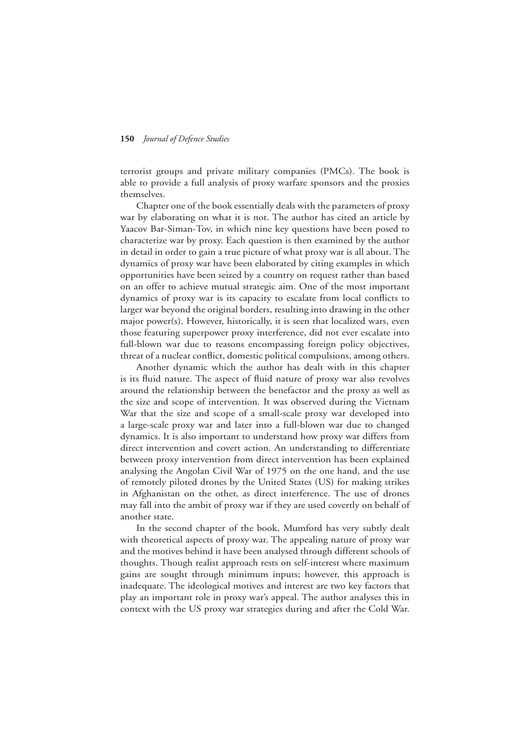terrorist groups and private military companies (PMCs). The book is able to provide a full analysis of proxy warfare sponsors and the proxies themselves.

Chapter one of the book essentially deals with the parameters of proxy war by elaborating on what it is not. The author has cited an article by Yaacov Bar-Siman-Tov, in which nine key questions have been posed to characterize war by proxy. Each question is then examined by the author in detail in order to gain a true picture of what proxy war is all about. The dynamics of proxy war have been elaborated by citing examples in which opportunities have been seized by a country on request rather than based on an offer to achieve mutual strategic aim. One of the most important dynamics of proxy war is its capacity to escalate from local conflicts to larger war beyond the original borders, resulting into drawing in the other major power(s). However, historically, it is seen that localized wars, even those featuring superpower proxy interference, did not ever escalate into full-blown war due to reasons encompassing foreign policy objectives, threat of a nuclear conflict, domestic political compulsions, among others.

Another dynamic which the author has dealt with in this chapter is its fluid nature. The aspect of fluid nature of proxy war also revolves around the relationship between the benefactor and the proxy as well as the size and scope of intervention. It was observed during the Vietnam War that the size and scope of a small-scale proxy war developed into a large-scale proxy war and later into a full-blown war due to changed dynamics. It is also important to understand how proxy war differs from direct intervention and covert action. An understanding to differentiate between proxy intervention from direct intervention has been explained analysing the Angolan Civil War of 1975 on the one hand, and the use of remotely piloted drones by the United States (US) for making strikes in Afghanistan on the other, as direct interference. The use of drones may fall into the ambit of proxy war if they are used covertly on behalf of another state.

In the second chapter of the book, Mumford has very subtly dealt with theoretical aspects of proxy war. The appealing nature of proxy war and the motives behind it have been analysed through different schools of thoughts. Though realist approach rests on self-interest where maximum gains are sought through minimum inputs; however, this approach is inadequate. The ideological motives and interest are two key factors that play an important role in proxy war's appeal. The author analyses this in context with the US proxy war strategies during and after the Cold War.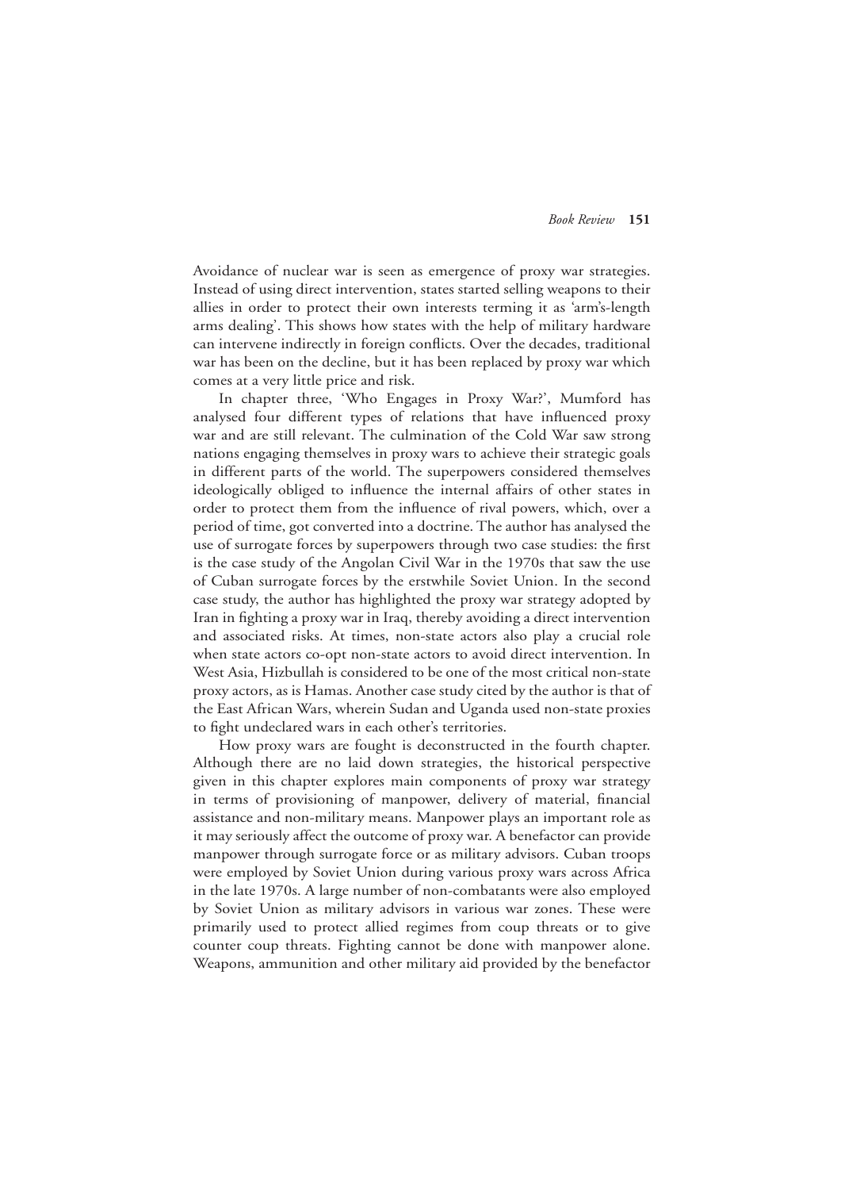Avoidance of nuclear war is seen as emergence of proxy war strategies. Instead of using direct intervention, states started selling weapons to their allies in order to protect their own interests terming it as 'arm's-length arms dealing'. This shows how states with the help of military hardware can intervene indirectly in foreign conflicts. Over the decades, traditional war has been on the decline, but it has been replaced by proxy war which comes at a very little price and risk.

In chapter three, 'Who Engages in Proxy War?', Mumford has analysed four different types of relations that have influenced proxy war and are still relevant. The culmination of the Cold War saw strong nations engaging themselves in proxy wars to achieve their strategic goals in different parts of the world. The superpowers considered themselves ideologically obliged to influence the internal affairs of other states in order to protect them from the influence of rival powers, which, over a period of time, got converted into a doctrine. The author has analysed the use of surrogate forces by superpowers through two case studies: the first is the case study of the Angolan Civil War in the 1970s that saw the use of Cuban surrogate forces by the erstwhile Soviet Union. In the second case study, the author has highlighted the proxy war strategy adopted by Iran in fighting a proxy war in Iraq, thereby avoiding a direct intervention and associated risks. At times, non-state actors also play a crucial role when state actors co-opt non-state actors to avoid direct intervention. In West Asia, Hizbullah is considered to be one of the most critical non-state proxy actors, as is Hamas. Another case study cited by the author is that of the East African Wars, wherein Sudan and Uganda used non-state proxies to fight undeclared wars in each other's territories.

How proxy wars are fought is deconstructed in the fourth chapter. Although there are no laid down strategies, the historical perspective given in this chapter explores main components of proxy war strategy in terms of provisioning of manpower, delivery of material, financial assistance and non-military means. Manpower plays an important role as it may seriously affect the outcome of proxy war. A benefactor can provide manpower through surrogate force or as military advisors. Cuban troops were employed by Soviet Union during various proxy wars across Africa in the late 1970s. A large number of non-combatants were also employed by Soviet Union as military advisors in various war zones. These were primarily used to protect allied regimes from coup threats or to give counter coup threats. Fighting cannot be done with manpower alone. Weapons, ammunition and other military aid provided by the benefactor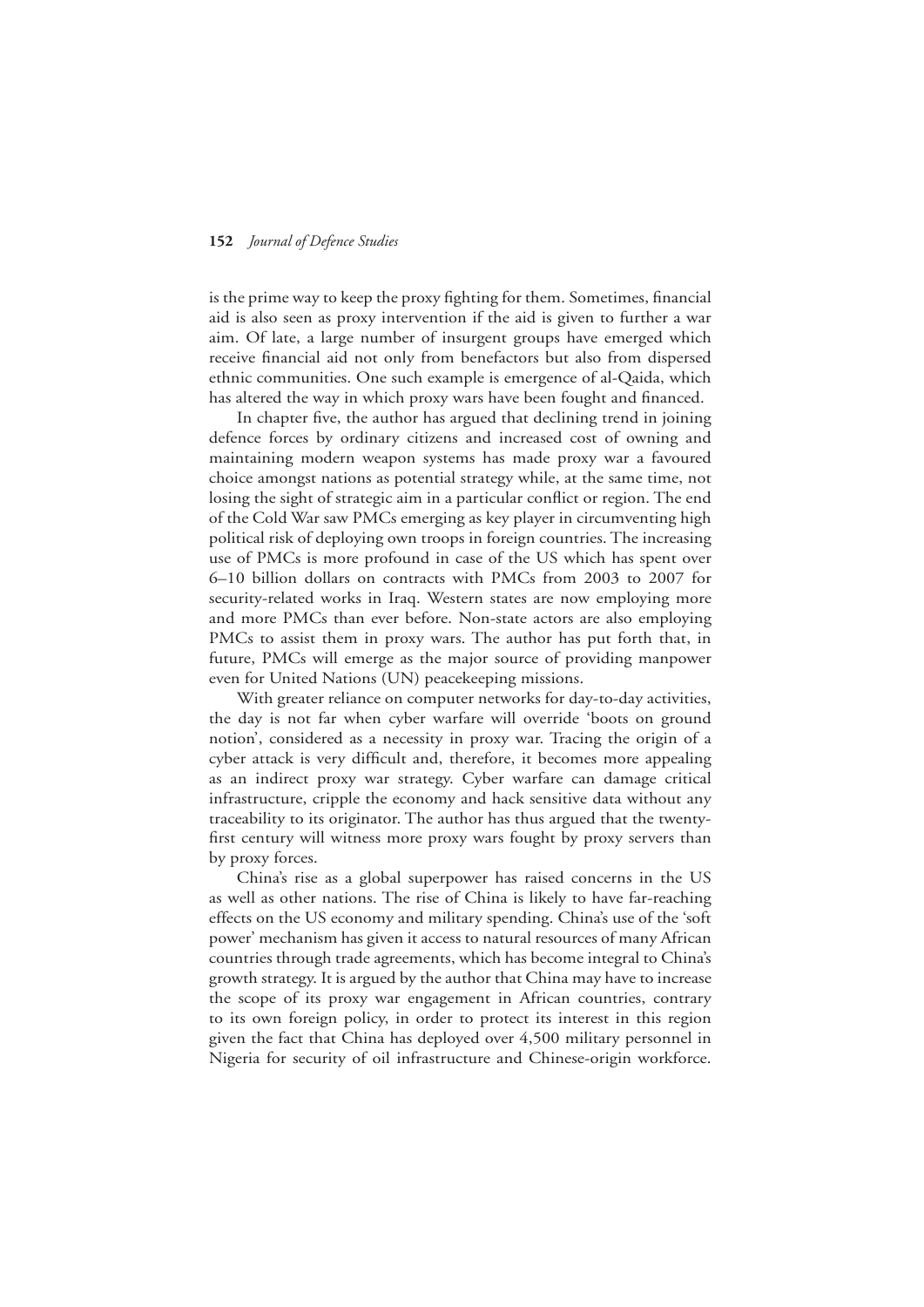is the prime way to keep the proxy fighting for them. Sometimes, financial aid is also seen as proxy intervention if the aid is given to further a war aim. Of late, a large number of insurgent groups have emerged which receive financial aid not only from benefactors but also from dispersed ethnic communities. One such example is emergence of al-Qaida, which has altered the way in which proxy wars have been fought and financed.

In chapter five, the author has argued that declining trend in joining defence forces by ordinary citizens and increased cost of owning and maintaining modern weapon systems has made proxy war a favoured choice amongst nations as potential strategy while, at the same time, not losing the sight of strategic aim in a particular conflict or region. The end of the Cold War saw PMCs emerging as key player in circumventing high political risk of deploying own troops in foreign countries. The increasing use of PMCs is more profound in case of the US which has spent over 6–10 billion dollars on contracts with PMCs from 2003 to 2007 for security-related works in Iraq. Western states are now employing more and more PMCs than ever before. Non-state actors are also employing PMCs to assist them in proxy wars. The author has put forth that, in future, PMCs will emerge as the major source of providing manpower even for United Nations (UN) peacekeeping missions.

With greater reliance on computer networks for day-to-day activities, the day is not far when cyber warfare will override 'boots on ground notion', considered as a necessity in proxy war. Tracing the origin of a cyber attack is very difficult and, therefore, it becomes more appealing as an indirect proxy war strategy. Cyber warfare can damage critical infrastructure, cripple the economy and hack sensitive data without any traceability to its originator. The author has thus argued that the twenty-first century will witness more proxy wars fought by proxy servers than by proxy forces.

China's rise as a global superpower has raised concerns in the US as well as other nations. The rise of China is likely to have far-reaching effects on the US economy and military spending. China's use of the 'soft power' mechanism has given it access to natural resources of many African countries through trade agreements, which has become integral to China's growth strategy. It is argued by the author that China may have to increase the scope of its proxy war engagement in African countries, contrary to its own foreign policy, in order to protect its interest in this region given the fact that China has deployed over 4,500 military personnel in Nigeria for security of oil infrastructure and Chinese-origin workforce.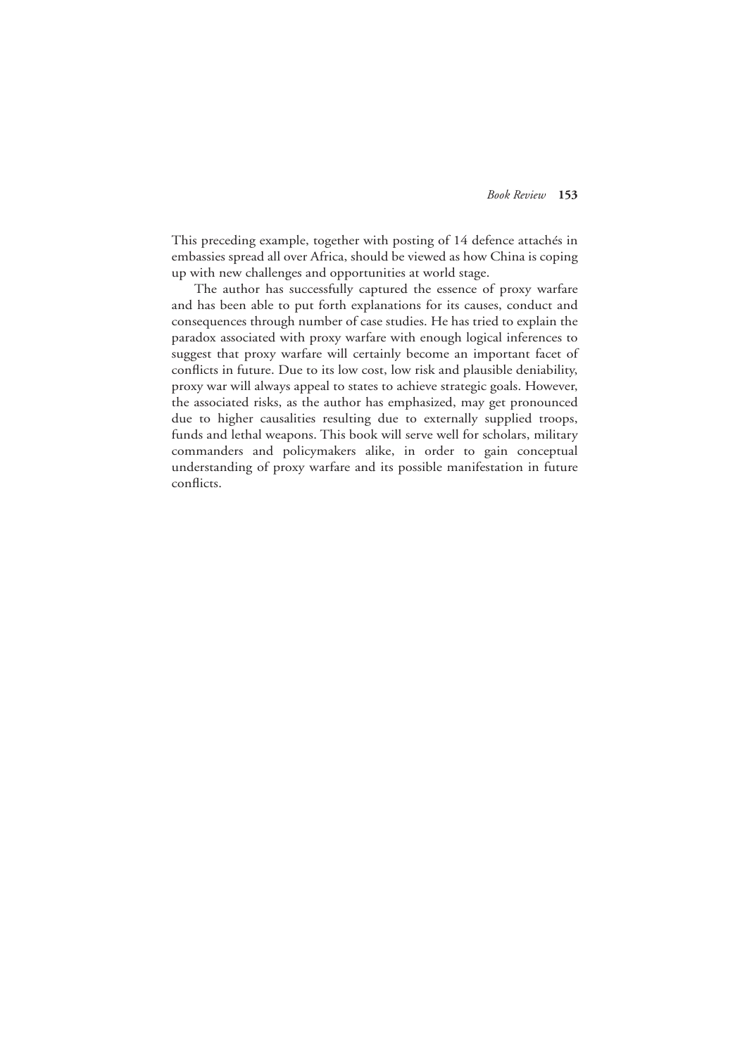This preceding example, together with posting of 14 defence attachés in embassies spread all over Africa, should be viewed as how China is coping up with new challenges and opportunities at world stage.

The author has successfully captured the essence of proxy warfare and has been able to put forth explanations for its causes, conduct and consequences through number of case studies. He has tried to explain the paradox associated with proxy warfare with enough logical inferences to suggest that proxy warfare will certainly become an important facet of conflicts in future. Due to its low cost, low risk and plausible deniability, proxy war will always appeal to states to achieve strategic goals. However, the associated risks, as the author has emphasized, may get pronounced due to higher causalities resulting due to externally supplied troops, funds and lethal weapons. This book will serve well for scholars, military commanders and policymakers alike, in order to gain conceptual understanding of proxy warfare and its possible manifestation in future conflicts.